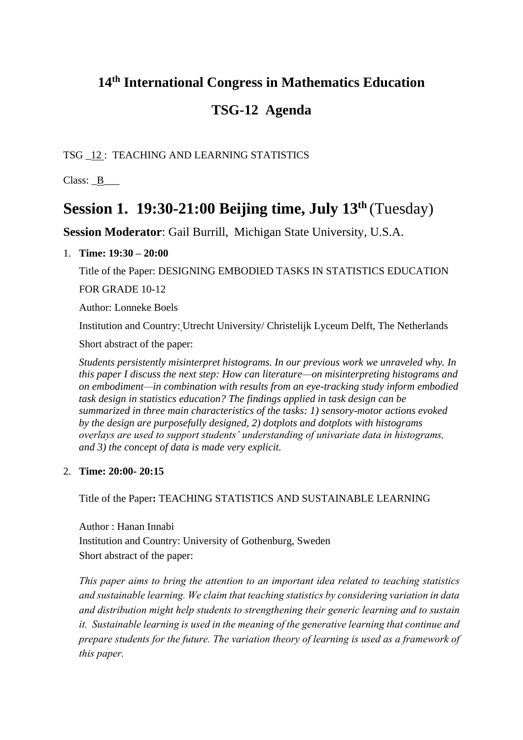# 14th International Congress in Mathematics Education

# TSG-12 Agenda

TSG _12 : TEACHING AND LEARNING STATISTICS

Class: _B___

## Session 1. 19:30-21:00 Beijing time, July 13th (Tuesday)

**Session Moderator**: Gail Burrill, Michigan State University, U.S.A.

1. **Time: 19:30 – 20:00**

   Title of the Paper: DESIGNING EMBODIED TASKS IN STATISTICS EDUCATION FOR GRADE 10-12

   Author: Lonneke Boels

   Institution and Country: Utrecht University/ Christelijk Lyceum Delft, The Netherlands

   Short abstract of the paper:

   *Students persistently misinterpret histograms. In our previous work we unraveled why. In this paper I discuss the next step: How can literature—on misinterpreting histograms and on embodiment—in combination with results from an eye-tracking study inform embodied task design in statistics education? The findings applied in task design can be summarized in three main characteristics of the tasks: 1) sensory-motor actions evoked by the design are purposefully designed, 2) dotplots and dotplots with histograms overlays are used to support students' understanding of univariate data in histograms, and 3) the concept of data is made very explicit.*

2. **Time: 20:00- 20:15**

   Title of the Paper**:** TEACHING STATISTICS AND SUSTAINABLE LEARNING

   Author : Hanan Innabi
   Institution and Country: University of Gothenburg, Sweden
   Short abstract of the paper:

   *This paper aims to bring the attention to an important idea related to teaching statistics and sustainable learning. We claim that teaching statistics by considering variation in data and distribution might help students to strengthening their generic learning and to sustain it. Sustainable learning is used in the meaning of the generative learning that continue and prepare students for the future. The variation theory of learning is used as a framework of this paper.*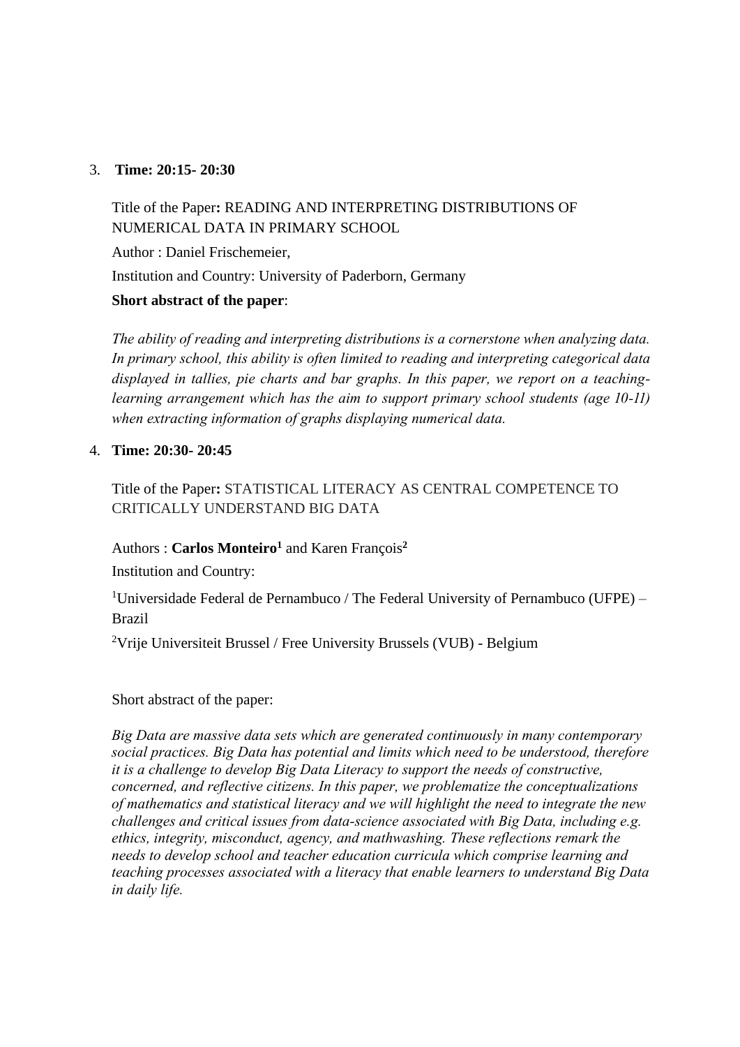3. **Time: 20:15- 20:30**

   Title of the Paper**:** READING AND INTERPRETING DISTRIBUTIONS OF NUMERICAL DATA IN PRIMARY SCHOOL

   Author : Daniel Frischemeier,

   Institution and Country: University of Paderborn, Germany

   **Short abstract of the paper**:

   *The ability of reading and interpreting distributions is a cornerstone when analyzing data. In primary school, this ability is often limited to reading and interpreting categorical data displayed in tallies, pie charts and bar graphs. In this paper, we report on a teaching-learning arrangement which has the aim to support primary school students (age 10-11) when extracting information of graphs displaying numerical data.*

4. **Time: 20:30- 20:45**

   Title of the Paper**:** STATISTICAL LITERACY AS CENTRAL COMPETENCE TO CRITICALLY UNDERSTAND BIG DATA

   Authors : **Carlos Monteiro[1]** and Karen François[2]

   Institution and Country:

   [1]Universidade Federal de Pernambuco / The Federal University of Pernambuco (UFPE) – Brazil

   [2]Vrije Universiteit Brussel / Free University Brussels (VUB) - Belgium

   Short abstract of the paper:

   *Big Data are massive data sets which are generated continuously in many contemporary social practices. Big Data has potential and limits which need to be understood, therefore it is a challenge to develop Big Data Literacy to support the needs of constructive, concerned, and reflective citizens. In this paper, we problematize the conceptualizations of mathematics and statistical literacy and we will highlight the need to integrate the new challenges and critical issues from data-science associated with Big Data, including e.g. ethics, integrity, misconduct, agency, and mathwashing. These reflections remark the needs to develop school and teacher education curricula which comprise learning and teaching processes associated with a literacy that enable learners to understand Big Data in daily life.*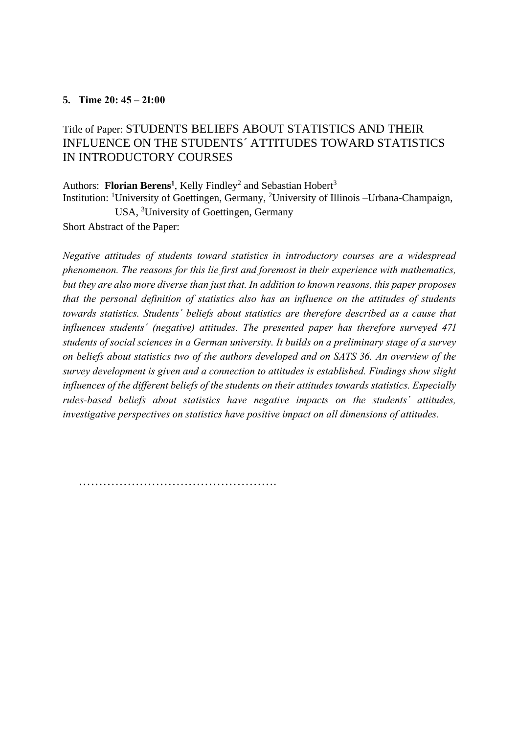**5. Time 20: 45 – 21:00**

Title of Paper: STUDENTS BELIEFS ABOUT STATISTICS AND THEIR INFLUENCE ON THE STUDENTS´ ATTITUDES TOWARD STATISTICS IN INTRODUCTORY COURSES

Authors: **Florian Berens[1]**, Kelly Findley[2] and Sebastian Hobert[3]

Institution: [1]University of Goettingen, Germany, [2]University of Illinois –Urbana-Champaign, USA, [3]University of Goettingen, Germany

Short Abstract of the Paper:

*Negative attitudes of students toward statistics in introductory courses are a widespread phenomenon. The reasons for this lie first and foremost in their experience with mathematics, but they are also more diverse than just that. In addition to known reasons, this paper proposes that the personal definition of statistics also has an influence on the attitudes of students towards statistics. Students´ beliefs about statistics are therefore described as a cause that influences students´ (negative) attitudes. The presented paper has therefore surveyed 471 students of social sciences in a German university. It builds on a preliminary stage of a survey on beliefs about statistics two of the authors developed and on SATS 36. An overview of the survey development is given and a connection to attitudes is established. Findings show slight influences of the different beliefs of the students on their attitudes towards statistics. Especially rules-based beliefs about statistics have negative impacts on the students´ attitudes, investigative perspectives on statistics have positive impact on all dimensions of attitudes.*

…………………………………………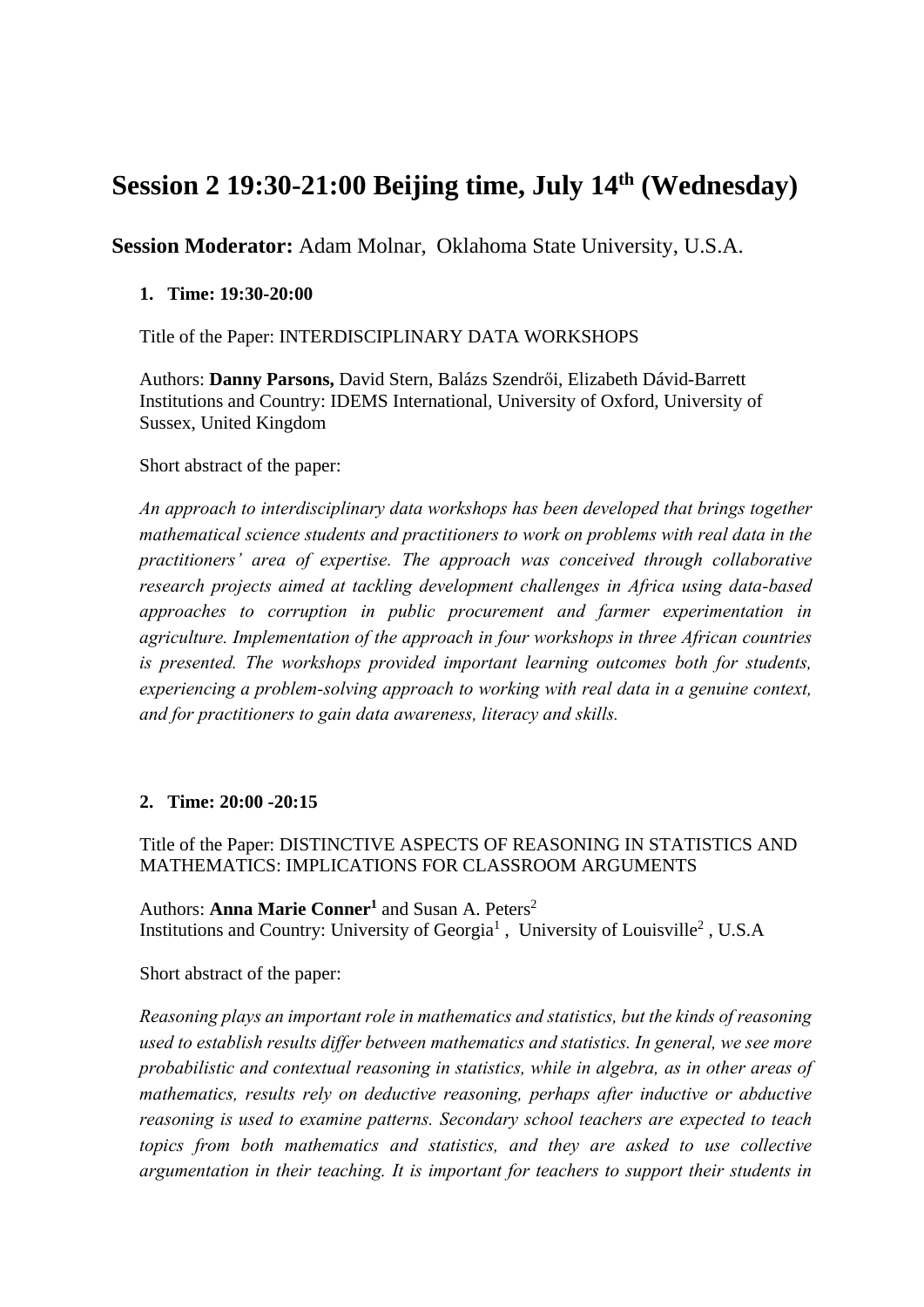# Session 2 19:30-21:00 Beijing time, July 14th (Wednesday)

**Session Moderator:** Adam Molnar, Oklahoma State University, U.S.A.

1. **Time: 19:30-20:00**

Title of the Paper: INTERDISCIPLINARY DATA WORKSHOPS

Authors: **Danny Parsons,** David Stern, Balázs Szendrői, Elizabeth Dávid-Barrett
Institutions and Country: IDEMS International, University of Oxford, University of Sussex, United Kingdom

Short abstract of the paper:

*An approach to interdisciplinary data workshops has been developed that brings together mathematical science students and practitioners to work on problems with real data in the practitioners' area of expertise. The approach was conceived through collaborative research projects aimed at tackling development challenges in Africa using data-based approaches to corruption in public procurement and farmer experimentation in agriculture. Implementation of the approach in four workshops in three African countries is presented. The workshops provided important learning outcomes both for students, experiencing a problem-solving approach to working with real data in a genuine context, and for practitioners to gain data awareness, literacy and skills.*

2. **Time: 20:00 -20:15**

Title of the Paper: DISTINCTIVE ASPECTS OF REASONING IN STATISTICS AND MATHEMATICS: IMPLICATIONS FOR CLASSROOM ARGUMENTS

Authors: **Anna Marie Conner[1]** and Susan A. Peters[2]
Institutions and Country: University of Georgia[1] , University of Louisville[2] , U.S.A

Short abstract of the paper:

*Reasoning plays an important role in mathematics and statistics, but the kinds of reasoning used to establish results differ between mathematics and statistics. In general, we see more probabilistic and contextual reasoning in statistics, while in algebra, as in other areas of mathematics, results rely on deductive reasoning, perhaps after inductive or abductive reasoning is used to examine patterns. Secondary school teachers are expected to teach topics from both mathematics and statistics, and they are asked to use collective argumentation in their teaching. It is important for teachers to support their students in*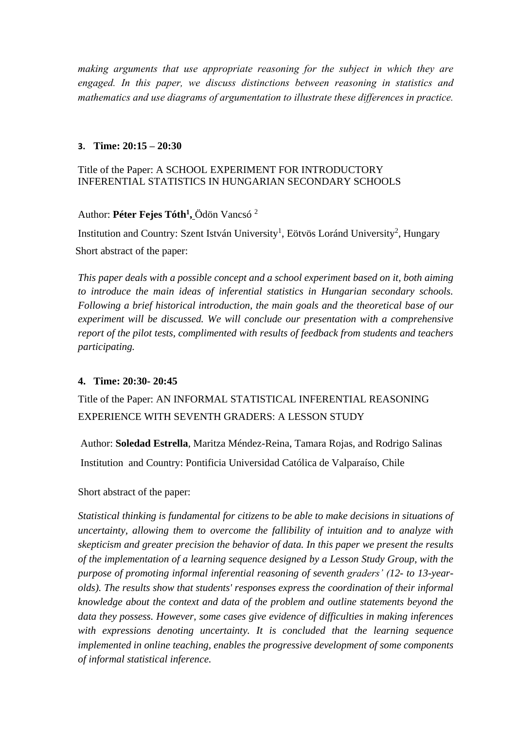*making arguments that use appropriate reasoning for the subject in which they are engaged. In this paper, we discuss distinctions between reasoning in statistics and mathematics and use diagrams of argumentation to illustrate these differences in practice.*

**3. Time: 20:15 – 20:30**

Title of the Paper: A SCHOOL EXPERIMENT FOR INTRODUCTORY INFERENTIAL STATISTICS IN HUNGARIAN SECONDARY SCHOOLS

Author: **Péter Fejes Tóth[1],** Ödön Vancsó [2]

Institution and Country: Szent István University[1], Eötvös Loránd University[2], Hungary

Short abstract of the paper:

*This paper deals with a possible concept and a school experiment based on it, both aiming to introduce the main ideas of inferential statistics in Hungarian secondary schools. Following a brief historical introduction, the main goals and the theoretical base of our experiment will be discussed. We will conclude our presentation with a comprehensive report of the pilot tests, complimented with results of feedback from students and teachers participating.*

**4. Time: 20:30- 20:45**

Title of the Paper: AN INFORMAL STATISTICAL INFERENTIAL REASONING EXPERIENCE WITH SEVENTH GRADERS: A LESSON STUDY

Author: **Soledad Estrella**, Maritza Méndez-Reina, Tamara Rojas, and Rodrigo Salinas

Institution and Country: Pontificia Universidad Católica de Valparaíso, Chile

Short abstract of the paper:

*Statistical thinking is fundamental for citizens to be able to make decisions in situations of uncertainty, allowing them to overcome the fallibility of intuition and to analyze with skepticism and greater precision the behavior of data. In this paper we present the results of the implementation of a learning sequence designed by a Lesson Study Group, with the purpose of promoting informal inferential reasoning of seventh graders' (12- to 13-year-olds). The results show that students' responses express the coordination of their informal knowledge about the context and data of the problem and outline statements beyond the data they possess. However, some cases give evidence of difficulties in making inferences with expressions denoting uncertainty. It is concluded that the learning sequence implemented in online teaching, enables the progressive development of some components of informal statistical inference.*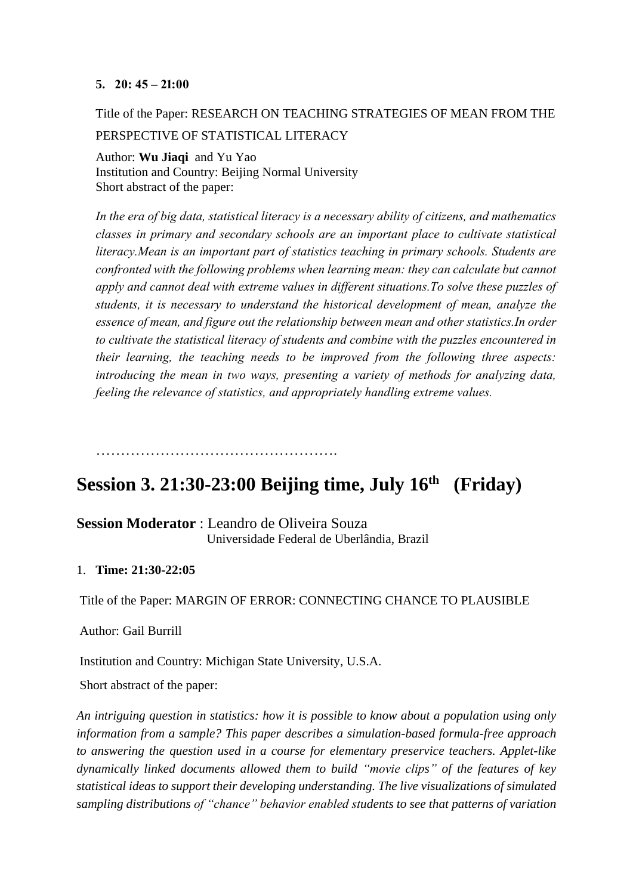**5. 20: 45 – 21:00**

Title of the Paper: RESEARCH ON TEACHING STRATEGIES OF MEAN FROM THE PERSPECTIVE OF STATISTICAL LITERACY

Author: **Wu Jiaqi** and Yu Yao
Institution and Country: Beijing Normal University
Short abstract of the paper:

*In the era of big data, statistical literacy is a necessary ability of citizens, and mathematics classes in primary and secondary schools are an important place to cultivate statistical literacy.Mean is an important part of statistics teaching in primary schools. Students are confronted with the following problems when learning mean: they can calculate but cannot apply and cannot deal with extreme values in different situations.To solve these puzzles of students, it is necessary to understand the historical development of mean, analyze the essence of mean, and figure out the relationship between mean and other statistics.In order to cultivate the statistical literacy of students and combine with the puzzles encountered in their learning, the teaching needs to be improved from the following three aspects: introducing the mean in two ways, presenting a variety of methods for analyzing data, feeling the relevance of statistics, and appropriately handling extreme values.*

…………………………………………….

## Session 3. 21:30-23:00 Beijing time, July 16th (Friday)

**Session Moderator** : Leandro de Oliveira Souza
Universidade Federal de Uberlândia, Brazil

1. **Time: 21:30-22:05**

Title of the Paper: MARGIN OF ERROR: CONNECTING CHANCE TO PLAUSIBLE

Author: Gail Burrill

Institution and Country: Michigan State University, U.S.A.

Short abstract of the paper:

*An intriguing question in statistics: how it is possible to know about a population using only information from a sample? This paper describes a simulation-based formula-free approach to answering the question used in a course for elementary preservice teachers. Applet-like dynamically linked documents allowed them to build "movie clips" of the features of key statistical ideas to support their developing understanding. The live visualizations of simulated sampling distributions of "chance" behavior enabled students to see that patterns of variation*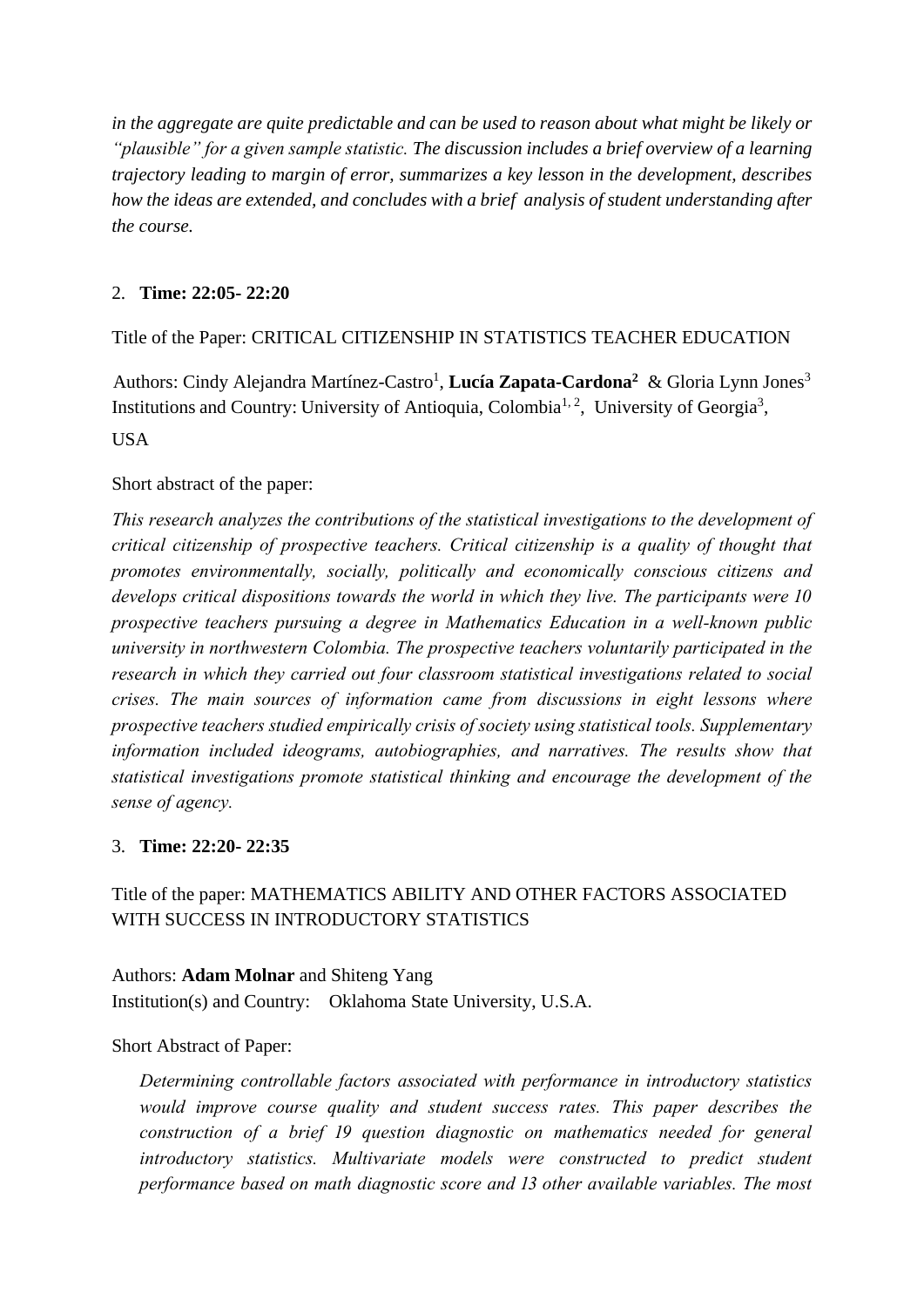*in the aggregate are quite predictable and can be used to reason about what might be likely or "plausible" for a given sample statistic. The discussion includes a brief overview of a learning trajectory leading to margin of error, summarizes a key lesson in the development, describes how the ideas are extended, and concludes with a brief analysis of student understanding after the course.*

2. **Time: 22:05- 22:20**

Title of the Paper: CRITICAL CITIZENSHIP IN STATISTICS TEACHER EDUCATION

Authors: Cindy Alejandra Martínez-Castro[1], **Lucía Zapata-Cardona[2]** & Gloria Lynn Jones[3]
Institutions and Country: University of Antioquia, Colombia[1, 2], University of Georgia[3], USA

Short abstract of the paper:

*This research analyzes the contributions of the statistical investigations to the development of critical citizenship of prospective teachers. Critical citizenship is a quality of thought that promotes environmentally, socially, politically and economically conscious citizens and develops critical dispositions towards the world in which they live. The participants were 10 prospective teachers pursuing a degree in Mathematics Education in a well-known public university in northwestern Colombia. The prospective teachers voluntarily participated in the research in which they carried out four classroom statistical investigations related to social crises. The main sources of information came from discussions in eight lessons where prospective teachers studied empirically crisis of society using statistical tools. Supplementary information included ideograms, autobiographies, and narratives. The results show that statistical investigations promote statistical thinking and encourage the development of the sense of agency.*

3. **Time: 22:20- 22:35**

Title of the paper: MATHEMATICS ABILITY AND OTHER FACTORS ASSOCIATED WITH SUCCESS IN INTRODUCTORY STATISTICS

Authors: **Adam Molnar** and Shiteng Yang
Institution(s) and Country: Oklahoma State University, U.S.A.

Short Abstract of Paper:

*Determining controllable factors associated with performance in introductory statistics would improve course quality and student success rates. This paper describes the construction of a brief 19 question diagnostic on mathematics needed for general introductory statistics. Multivariate models were constructed to predict student performance based on math diagnostic score and 13 other available variables. The most*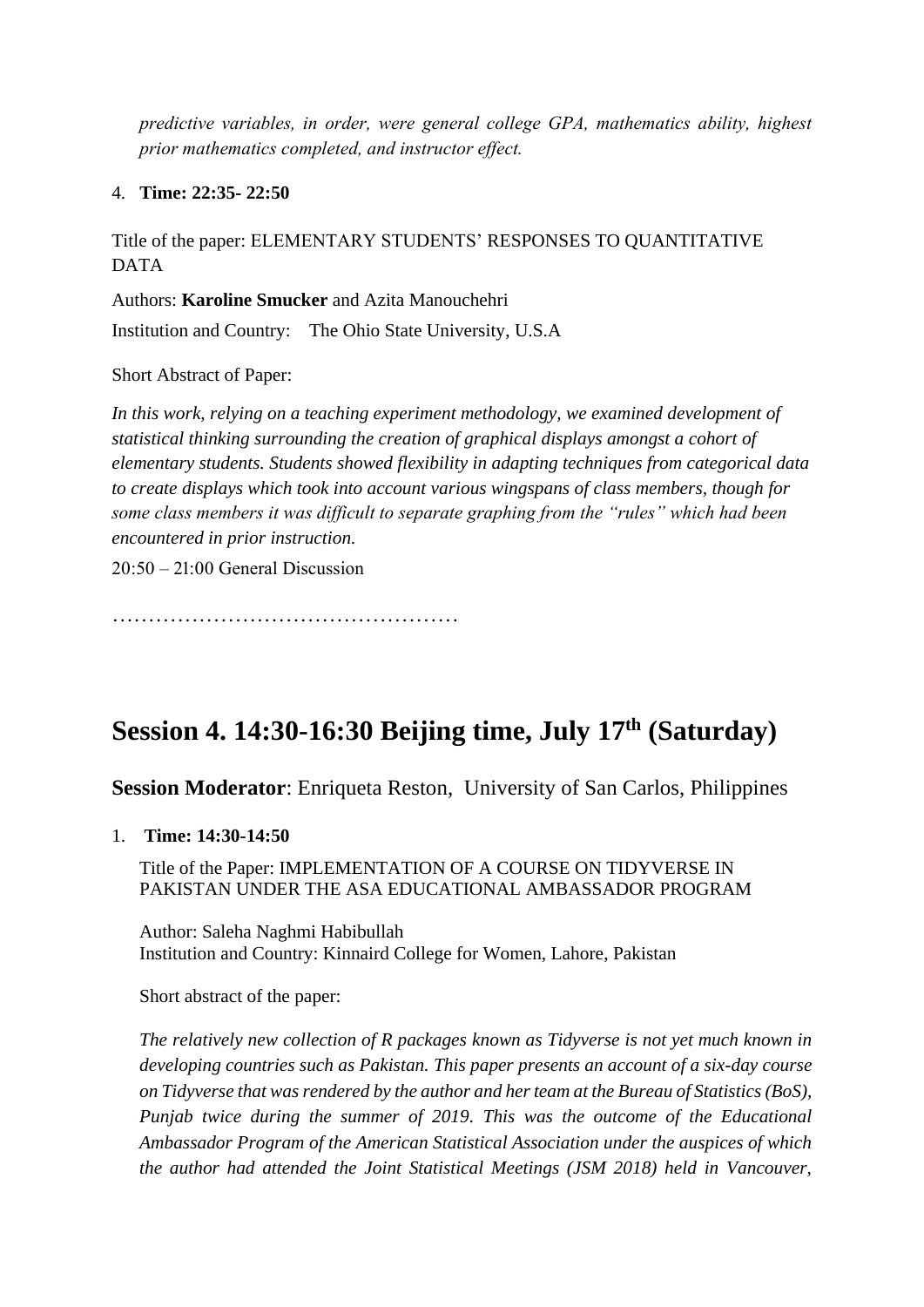*predictive variables, in order, were general college GPA, mathematics ability, highest prior mathematics completed, and instructor effect.*

4. **Time: 22:35- 22:50**

Title of the paper: ELEMENTARY STUDENTS' RESPONSES TO QUANTITATIVE DATA

Authors: **Karoline Smucker** and Azita Manouchehri

Institution and Country: The Ohio State University, U.S.A

Short Abstract of Paper:

*In this work, relying on a teaching experiment methodology, we examined development of statistical thinking surrounding the creation of graphical displays amongst a cohort of elementary students. Students showed flexibility in adapting techniques from categorical data to create displays which took into account various wingspans of class members, though for some class members it was difficult to separate graphing from the "rules" which had been encountered in prior instruction.*

20:50 – 21:00 General Discussion

…………………………………………

## Session 4. 14:30-16:30 Beijing time, July 17th (Saturday)

**Session Moderator**: Enriqueta Reston, University of San Carlos, Philippines

1. **Time: 14:30-14:50**

   Title of the Paper: IMPLEMENTATION OF A COURSE ON TIDYVERSE IN PAKISTAN UNDER THE ASA EDUCATIONAL AMBASSADOR PROGRAM

   Author: Saleha Naghmi Habibullah
   Institution and Country: Kinnaird College for Women, Lahore, Pakistan

   Short abstract of the paper:

   *The relatively new collection of R packages known as Tidyverse is not yet much known in developing countries such as Pakistan. This paper presents an account of a six-day course on Tidyverse that was rendered by the author and her team at the Bureau of Statistics (BoS), Punjab twice during the summer of 2019. This was the outcome of the Educational Ambassador Program of the American Statistical Association under the auspices of which the author had attended the Joint Statistical Meetings (JSM 2018) held in Vancouver,*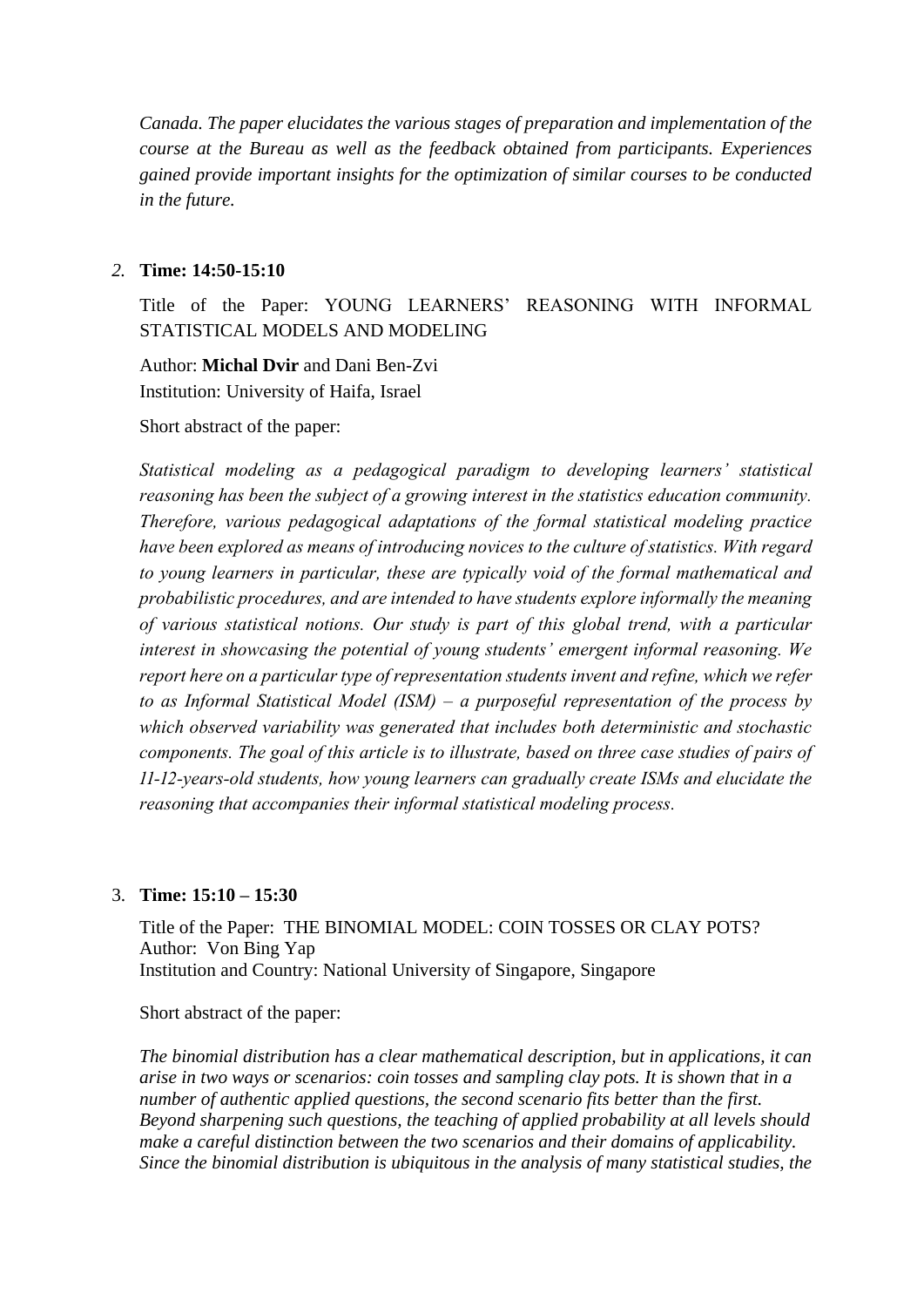*Canada. The paper elucidates the various stages of preparation and implementation of the course at the Bureau as well as the feedback obtained from participants. Experiences gained provide important insights for the optimization of similar courses to be conducted in the future.*

2. **Time: 14:50-15:10**

   Title of the Paper: YOUNG LEARNERS' REASONING WITH INFORMAL STATISTICAL MODELS AND MODELING

   Author: **Michal Dvir** and Dani Ben-Zvi
   Institution: University of Haifa, Israel

   Short abstract of the paper:

   *Statistical modeling as a pedagogical paradigm to developing learners' statistical reasoning has been the subject of a growing interest in the statistics education community. Therefore, various pedagogical adaptations of the formal statistical modeling practice have been explored as means of introducing novices to the culture of statistics. With regard to young learners in particular, these are typically void of the formal mathematical and probabilistic procedures, and are intended to have students explore informally the meaning of various statistical notions. Our study is part of this global trend, with a particular interest in showcasing the potential of young students' emergent informal reasoning. We report here on a particular type of representation students invent and refine, which we refer to as Informal Statistical Model (ISM) – a purposeful representation of the process by which observed variability was generated that includes both deterministic and stochastic components. The goal of this article is to illustrate, based on three case studies of pairs of 11-12-years-old students, how young learners can gradually create ISMs and elucidate the reasoning that accompanies their informal statistical modeling process.*

3. **Time: 15:10 – 15:30**

   Title of the Paper: THE BINOMIAL MODEL: COIN TOSSES OR CLAY POTS?
   Author: Von Bing Yap
   Institution and Country: National University of Singapore, Singapore

   Short abstract of the paper:

   *The binomial distribution has a clear mathematical description, but in applications, it can arise in two ways or scenarios: coin tosses and sampling clay pots. It is shown that in a number of authentic applied questions, the second scenario fits better than the first. Beyond sharpening such questions, the teaching of applied probability at all levels should make a careful distinction between the two scenarios and their domains of applicability. Since the binomial distribution is ubiquitous in the analysis of many statistical studies, the*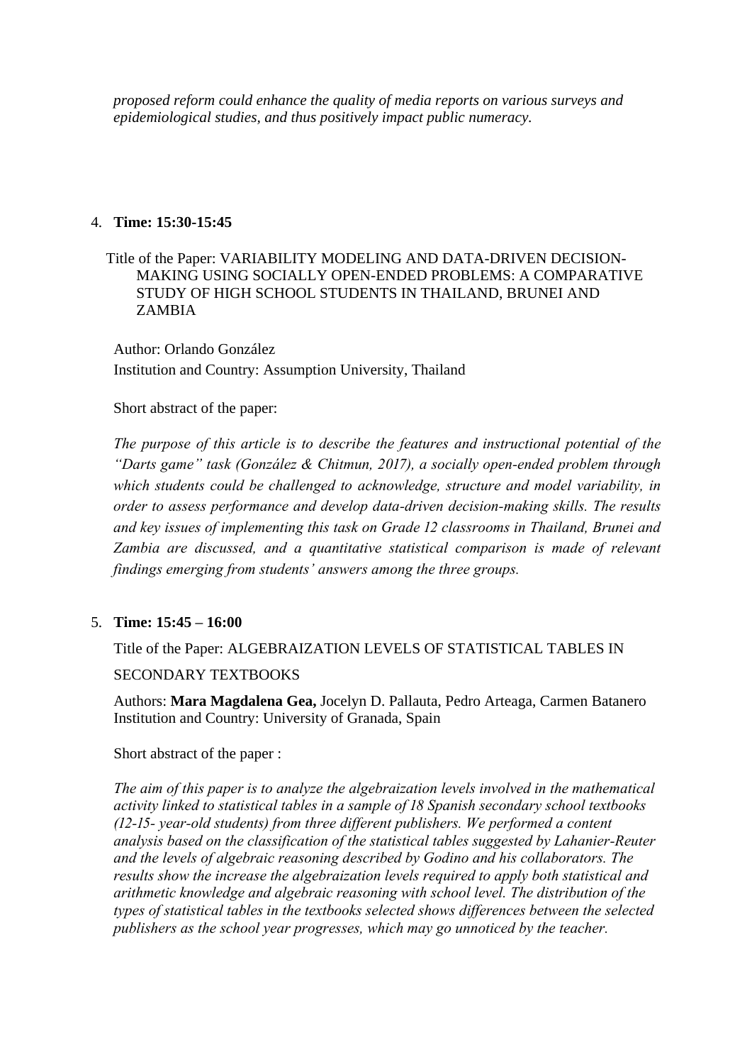*proposed reform could enhance the quality of media reports on various surveys and epidemiological studies, and thus positively impact public numeracy.*

4. **Time: 15:30-15:45**

Title of the Paper: VARIABILITY MODELING AND DATA-DRIVEN DECISION-MAKING USING SOCIALLY OPEN-ENDED PROBLEMS: A COMPARATIVE STUDY OF HIGH SCHOOL STUDENTS IN THAILAND, BRUNEI AND ZAMBIA

Author: Orlando González
Institution and Country: Assumption University, Thailand

Short abstract of the paper:

*The purpose of this article is to describe the features and instructional potential of the "Darts game" task (González & Chitmun, 2017), a socially open-ended problem through which students could be challenged to acknowledge, structure and model variability, in order to assess performance and develop data-driven decision-making skills. The results and key issues of implementing this task on Grade 12 classrooms in Thailand, Brunei and Zambia are discussed, and a quantitative statistical comparison is made of relevant findings emerging from students' answers among the three groups.*

5. **Time: 15:45 – 16:00**

Title of the Paper: ALGEBRAIZATION LEVELS OF STATISTICAL TABLES IN SECONDARY TEXTBOOKS

Authors: **Mara Magdalena Gea,** Jocelyn D. Pallauta, Pedro Arteaga, Carmen Batanero
Institution and Country: University of Granada, Spain

Short abstract of the paper :

*The aim of this paper is to analyze the algebraization levels involved in the mathematical activity linked to statistical tables in a sample of 18 Spanish secondary school textbooks (12-15- year-old students) from three different publishers. We performed a content analysis based on the classification of the statistical tables suggested by Lahanier-Reuter and the levels of algebraic reasoning described by Godino and his collaborators. The results show the increase the algebraization levels required to apply both statistical and arithmetic knowledge and algebraic reasoning with school level. The distribution of the types of statistical tables in the textbooks selected shows differences between the selected publishers as the school year progresses, which may go unnoticed by the teacher.*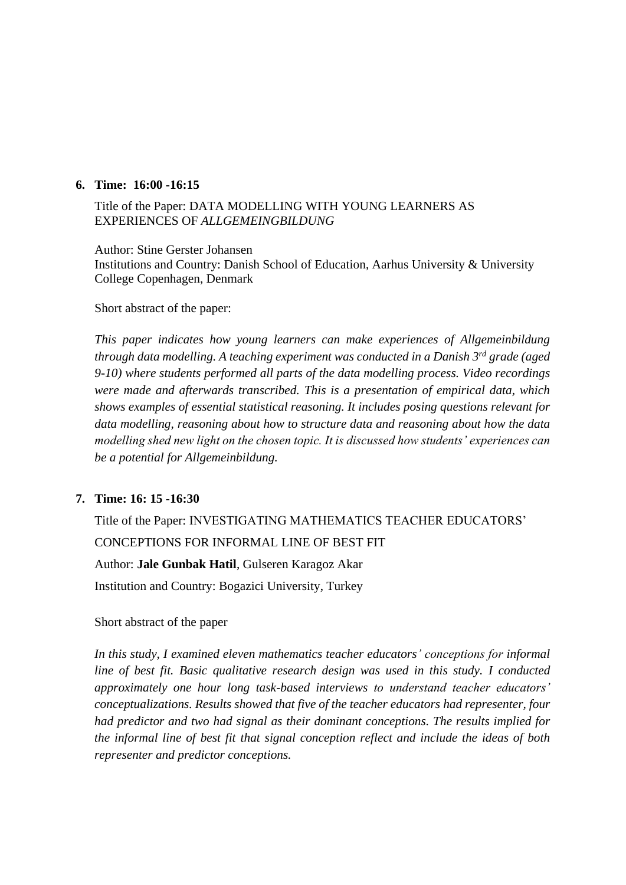6. **Time: 16:00 -16:15**

   Title of the Paper: DATA MODELLING WITH YOUNG LEARNERS AS EXPERIENCES OF *ALLGEMEINGBILDUNG*

   Author: Stine Gerster Johansen
   Institutions and Country: Danish School of Education, Aarhus University & University College Copenhagen, Denmark

   Short abstract of the paper:

   *This paper indicates how young learners can make experiences of Allgemeinbildung through data modelling. A teaching experiment was conducted in a Danish 3rd grade (aged 9-10) where students performed all parts of the data modelling process. Video recordings were made and afterwards transcribed. This is a presentation of empirical data, which shows examples of essential statistical reasoning. It includes posing questions relevant for data modelling, reasoning about how to structure data and reasoning about how the data modelling shed new light on the chosen topic. It is discussed how students' experiences can be a potential for Allgemeinbildung.*

7. **Time: 16: 15 -16:30**

   Title of the Paper: INVESTIGATING MATHEMATICS TEACHER EDUCATORS' CONCEPTIONS FOR INFORMAL LINE OF BEST FIT

   Author: **Jale Gunbak Hatil**, Gulseren Karagoz Akar

   Institution and Country: Bogazici University, Turkey

   Short abstract of the paper

   *In this study, I examined eleven mathematics teacher educators' conceptions for informal line of best fit. Basic qualitative research design was used in this study. I conducted approximately one hour long task-based interviews to understand teacher educators' conceptualizations. Results showed that five of the teacher educators had representer, four had predictor and two had signal as their dominant conceptions. The results implied for the informal line of best fit that signal conception reflect and include the ideas of both representer and predictor conceptions.*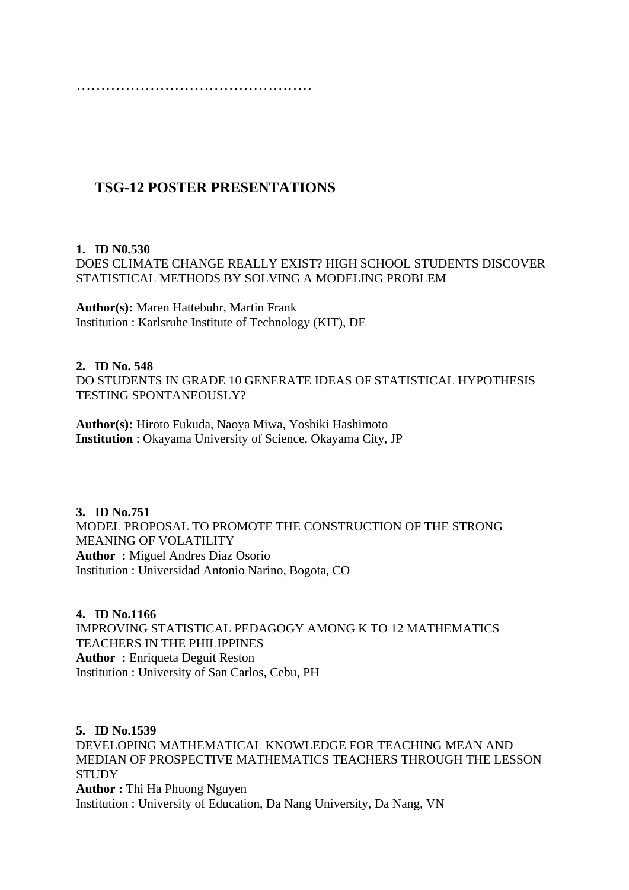…………………………………………

## TSG-12 POSTER PRESENTATIONS

**1. ID N0.530**
DOES CLIMATE CHANGE REALLY EXIST? HIGH SCHOOL STUDENTS DISCOVER STATISTICAL METHODS BY SOLVING A MODELING PROBLEM

**Author(s):** Maren Hattebuhr, Martin Frank
Institution : Karlsruhe Institute of Technology (KIT), DE

**2. ID No. 548**
DO STUDENTS IN GRADE 10 GENERATE IDEAS OF STATISTICAL HYPOTHESIS TESTING SPONTANEOUSLY?

**Author(s):** Hiroto Fukuda, Naoya Miwa, Yoshiki Hashimoto
**Institution** : Okayama University of Science, Okayama City, JP

**3. ID No.751**
MODEL PROPOSAL TO PROMOTE THE CONSTRUCTION OF THE STRONG MEANING OF VOLATILITY
**Author :** Miguel Andres Diaz Osorio
Institution : Universidad Antonio Narino, Bogota, CO

**4. ID No.1166**
IMPROVING STATISTICAL PEDAGOGY AMONG K TO 12 MATHEMATICS TEACHERS IN THE PHILIPPINES
**Author :** Enriqueta Deguit Reston
Institution : University of San Carlos, Cebu, PH

**5. ID No.1539**
DEVELOPING MATHEMATICAL KNOWLEDGE FOR TEACHING MEAN AND MEDIAN OF PROSPECTIVE MATHEMATICS TEACHERS THROUGH THE LESSON STUDY
**Author :** Thi Ha Phuong Nguyen
Institution : University of Education, Da Nang University, Da Nang, VN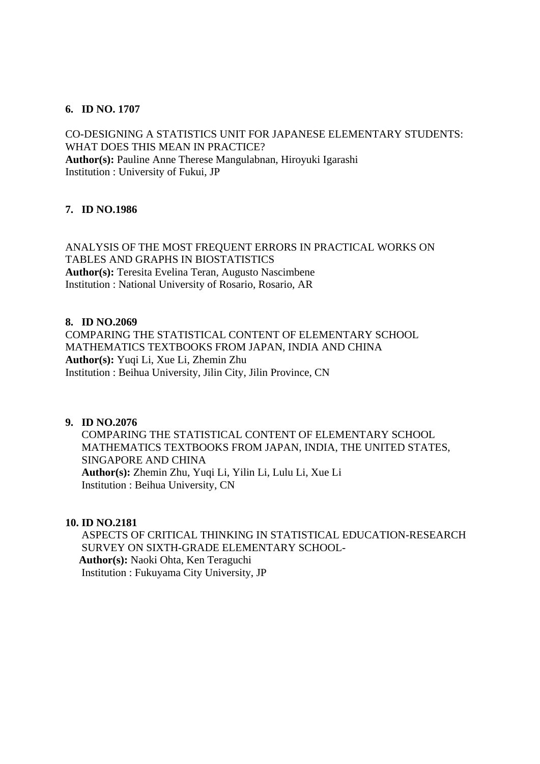6. **ID NO. 1707**

CO-DESIGNING A STATISTICS UNIT FOR JAPANESE ELEMENTARY STUDENTS: WHAT DOES THIS MEAN IN PRACTICE?
**Author(s):** Pauline Anne Therese Mangulabnan, Hiroyuki Igarashi
Institution : University of Fukui, JP

7. **ID NO.1986**

ANALYSIS OF THE MOST FREQUENT ERRORS IN PRACTICAL WORKS ON TABLES AND GRAPHS IN BIOSTATISTICS
**Author(s):** Teresita Evelina Teran, Augusto Nascimbene
Institution : National University of Rosario, Rosario, AR

8. **ID NO.2069**

COMPARING THE STATISTICAL CONTENT OF ELEMENTARY SCHOOL MATHEMATICS TEXTBOOKS FROM JAPAN, INDIA AND CHINA
**Author(s):** Yuqi Li, Xue Li, Zhemin Zhu
Institution : Beihua University, Jilin City, Jilin Province, CN

9. **ID NO.2076**

COMPARING THE STATISTICAL CONTENT OF ELEMENTARY SCHOOL MATHEMATICS TEXTBOOKS FROM JAPAN, INDIA, THE UNITED STATES, SINGAPORE AND CHINA
**Author(s):** Zhemin Zhu, Yuqi Li, Yilin Li, Lulu Li, Xue Li
Institution : Beihua University, CN

10. **ID NO.2181**

ASPECTS OF CRITICAL THINKING IN STATISTICAL EDUCATION-RESEARCH SURVEY ON SIXTH-GRADE ELEMENTARY SCHOOL-
**Author(s):** Naoki Ohta, Ken Teraguchi
Institution : Fukuyama City University, JP